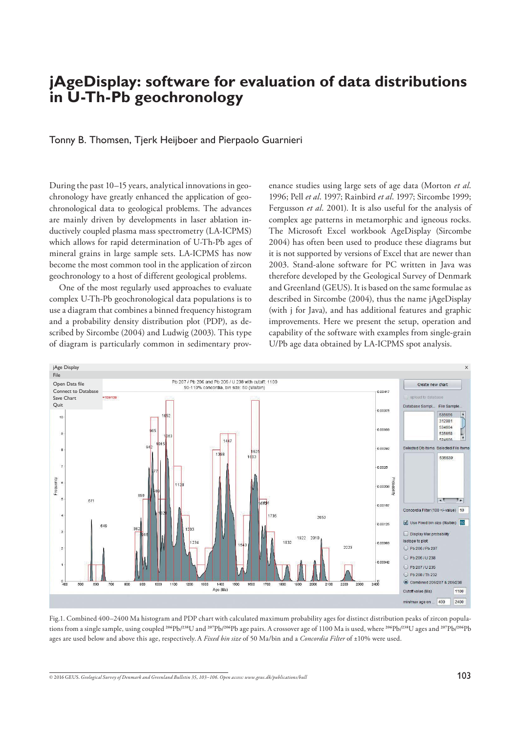# jAgeDisplay: software for evaluation of data distributions in U-Th-Pb geochronology

Tonny B. Thomsen, Tjerk Heijboer and Pierpaolo Guarnieri

During the past 10–15 years, analytical innovations in geochronology have greatly enhanced the application of geochronological data to geological problems. The advances are mainly driven by developments in laser ablation inductively coupled plasma mass spectrometry (LA-ICPMS) which allows for rapid determination of U-Th-Pb ages of mineral grains in large sample sets. LA-ICPMS has now become the most common tool in the application of zircon geochronology to a host of different geological problems.

One of the most regularly used approaches to evaluate complex U-Th-Pb geochronological data populations is to use a diagram that combines a binned frequency histogram and a probability density distribution plot (PDP), as described by Sircombe (2004) and Ludwig (2003). This type of diagram is particularly common in sedimentary provenance studies using large sets of age data (Morton *et al*. 1996; Pell *et al*. 1997; Rainbird *et al*. 1997; Sircombe 1999; Fergusson *et al*. 2001). It is also useful for the analysis of complex age patterns in metamorphic and igneous rocks. The Microsoft Excel workbook AgeDisplay (Sircombe 2004) has often been used to produce these diagrams but it is not supported by versions of Excel that are newer than 2003. Stand-alone software for PC written in Java was therefore developed by the Geological Survey of Denmark and Greenland (GEUS). It is based on the same formulae as described in Sircombe (2004), thus the name jAgeDisplay (with j for Java), and has additional features and graphic improvements. Here we present the setup, operation and capability of the software with examples from single-grain U/Pb age data obtained by LA-ICPMS spot analysis.

Fig. 1. Combined 400–2400 Ma histogram and PDP chart with calculated maximum probability ages for distinct distribution peaks of zircon populations from a single sample, using coupled $^{206}Pb/^{238}U$ and $^{207}Pb/^{206}Pb$ age pairs. A crossover age of 1100 Ma is used, where $^{206}Pb/^{238}U$ ages and $^{207}Pb/^{206}Pb$ ages are used below and above this age, respectively. A *Fixed bin size* of 50 Ma/bin and a *Concordia Filter* of ±10% were used.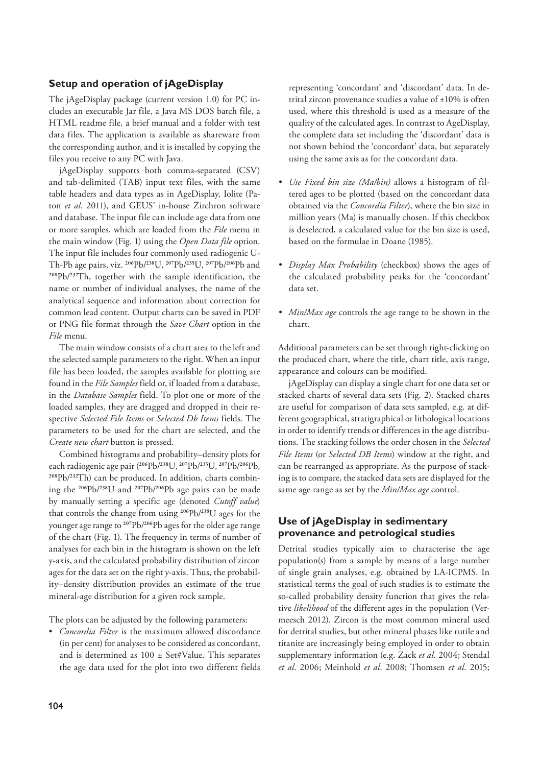## Setup and operation of jAgeDisplay

The jAgeDisplay package (current version 1.0) for PC includes an executable Jar file, a Java MS DOS batch file, a HTML readme file, a brief manual and a folder with test data files. The application is available as shareware from the corresponding author, and it is installed by copying the files you receive to any PC with Java.

jAgeDisplay supports both comma-separated (CSV) and tab-delimited (TAB) input text files, with the same table headers and data types as in AgeDisplay, Iolite (Paton *et al*. 2011), and GEUS' in-house Zirchron software and database. The input file can include age data from one or more samples, which are loaded from the *File* menu in the main window (Fig. 1) using the *Open Data file* option. The input file includes four commonly used radiogenic U-Th-Pb age pairs, viz. $^{206}Pb/^{238}U$, $^{207}Pb/^{235}U$, $^{207}Pb/^{206}Pb$ and $^{208}Pb/^{232}Th$, together with the sample identification, the name or number of individual analyses, the name of the analytical sequence and information about correction for common lead content. Output charts can be saved in PDF or PNG file format through the *Save Chart* option in the *File* menu.

The main window consists of a chart area to the left and the selected sample parameters to the right. When an input file has been loaded, the samples available for plotting are found in the *File Samples* field or, if loaded from a database, in the *Database Samples* field. To plot one or more of the loaded samples, they are dragged and dropped in their respective *Selected File Items* or *Selected Db Items* fields. The parameters to be used for the chart are selected, and the *Create new chart* button is pressed.

Combined histograms and probability–density plots for each radiogenic age pair ($^{206}Pb/^{238}U$, $^{207}Pb/^{235}U$, $^{207}Pb/^{206}Pb$, $^{208}Pb/^{232}Th$) can be produced. In addition, charts combining the $^{206}Pb/^{238}U$ and $^{207}Pb/^{206}Pb$ age pairs can be made by manually setting a specific age (denoted *Cutoff value*) that controls the change from using $^{206}Pb/^{238}U$ ages for the younger age range to $^{207}Pb/^{206}Pb$ ages for the older age range of the chart (Fig. 1). The frequency in terms of number of analyses for each bin in the histogram is shown on the left y-axis, and the calculated probability distribution of zircon ages for the data set on the right y-axis. Thus, the probability–density distribution provides an estimate of the true mineral-age distribution for a given rock sample.

The plots can be adjusted by the following parameters:

- *Concordia Filter* is the maximum allowed discordance (in per cent) for analyses to be considered as concordant, and is determined as 100 ± Set#Value. This separates the age data used for the plot into two different fields representing 'concordant' and 'discordant' data. In detrital zircon provenance studies a value of ±10% is often used, where this threshold is used as a measure of the quality of the calculated ages. In contrast to AgeDisplay, the complete data set including the 'discordant' data is not shown behind the 'concordant' data, but separately using the same axis as for the concordant data.
- *Use Fixed bin size (Ma/bin)* allows a histogram of filtered ages to be plotted (based on the concordant data obtained via the *Concordia Filter*), where the bin size in million years (Ma) is manually chosen. If this checkbox is deselected, a calculated value for the bin size is used, based on the formulae in Doane (1985).
- *Display Max Probability* (checkbox) shows the ages of the calculated probability peaks for the 'concordant' data set.
- *Min/Max age* controls the age range to be shown in the chart.

Additional parameters can be set through right-clicking on the produced chart, where the title, chart title, axis range, appearance and colours can be modified.

jAgeDisplay can display a single chart for one data set or stacked charts of several data sets (Fig. 2). Stacked charts are useful for comparison of data sets sampled, e.g. at different geographical, stratigraphical or lithological locations in order to identify trends or differences in the age distributions. The stacking follows the order chosen in the *Selected File Items* (or *Selected DB Items*) window at the right, and can be rearranged as appropriate. As the purpose of stacking is to compare, the stacked data sets are displayed for the same age range as set by the *Min/Max age* control.

## Use of jAgeDisplay in sedimentary provenance and petrological studies

Detrital studies typically aim to characterise the age population(s) from a sample by means of a large number of single grain analyses, e.g. obtained by LA-ICPMS. In statistical terms the goal of such studies is to estimate the so-called probability density function that gives the relative *likelihood* of the different ages in the population (Vermeesch 2012). Zircon is the most common mineral used for detrital studies, but other mineral phases like rutile and titanite are increasingly being employed in order to obtain supplementary information (e.g. Zack *et al*. 2004; Stendal *et al*. 2006; Meinhold *et al*. 2008; Thomsen *et al*. 2015;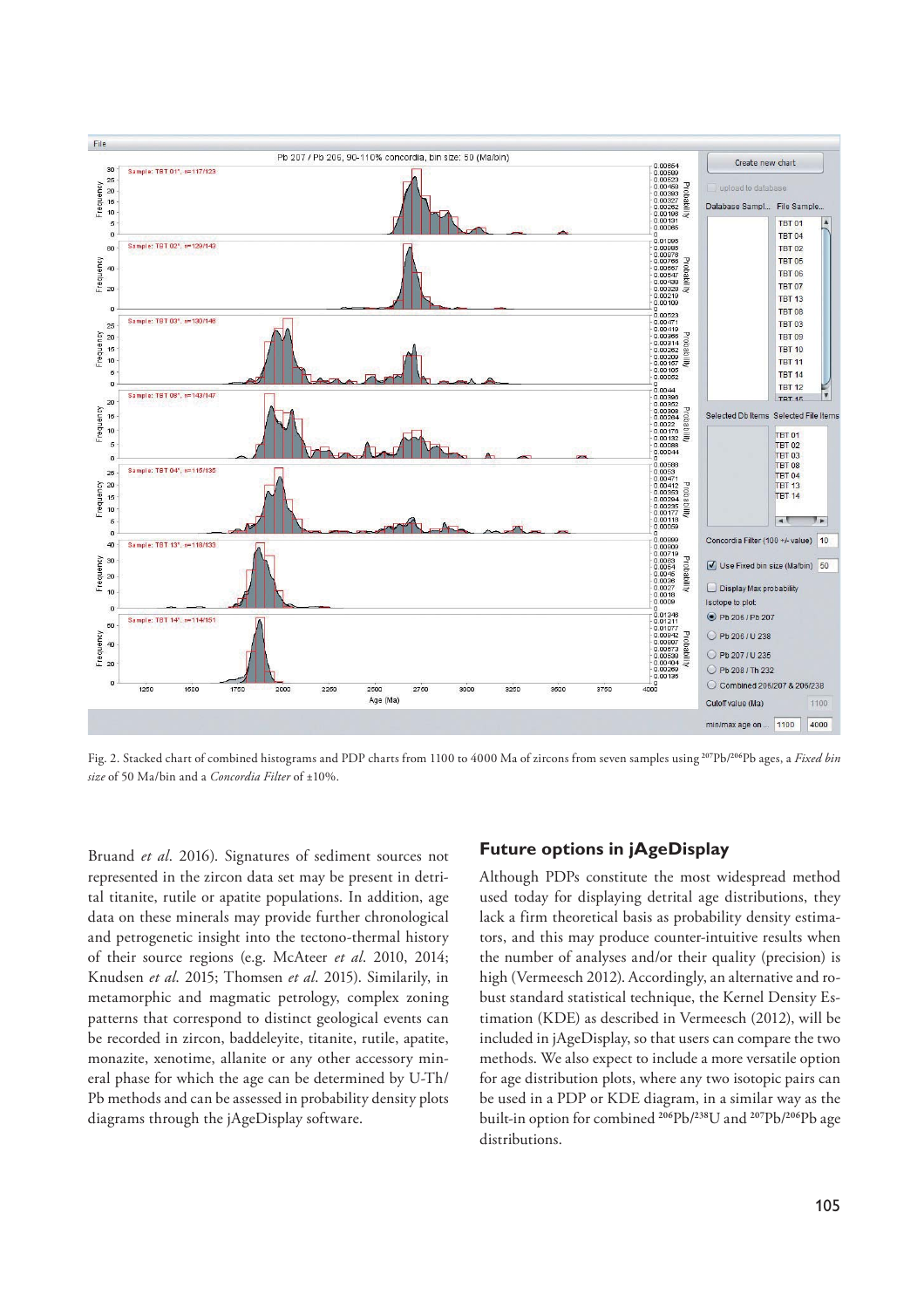Fig. 2. Stacked chart of combined histograms and PDP charts from 1100 to 4000 Ma of zircons from seven samples using $^{207}$Pb/$^{206}$Pb ages, a *Fixed bin size* of 50 Ma/bin and a *Concordia Filter* of ±10%.

Bruand *et al*. 2016). Signatures of sediment sources not represented in the zircon data set may be present in detrital titanite, rutile or apatite populations. In addition, age data on these minerals may provide further chronological and petrogenetic insight into the tectono-thermal history of their source regions (e.g. McAteer *et al*. 2010, 2014; Knudsen *et al*. 2015; Thomsen *et al*. 2015). Similarly, in metamorphic and magmatic petrology, complex zoning patterns that correspond to distinct geological events can be recorded in zircon, baddeleyite, titanite, rutile, apatite, monazite, xenotime, allanite or any other accessory mineral phase for which the age can be determined by U-Th/Pb methods and can be assessed in probability density plots diagrams through the jAgeDisplay software.

## Future options in jAgeDisplay

Although PDPs constitute the most widespread method used today for displaying detrital age distributions, they lack a firm theoretical basis as probability density estimators, and this may produce counter-intuitive results when the number of analyses and/or their quality (precision) is high (Vermeesch 2012). Accordingly, an alternative and robust standard statistical technique, the Kernel Density Estimation (KDE) as described in Vermeesch (2012), will be included in jAgeDisplay, so that users can compare the two methods. We also expect to include a more versatile option for age distribution plots, where any two isotopic pairs can be used in a PDP or KDE diagram, in a similar way as the built-in option for combined $^{206}$Pb/$^{238}$U and $^{207}$Pb/$^{206}$Pb age distributions.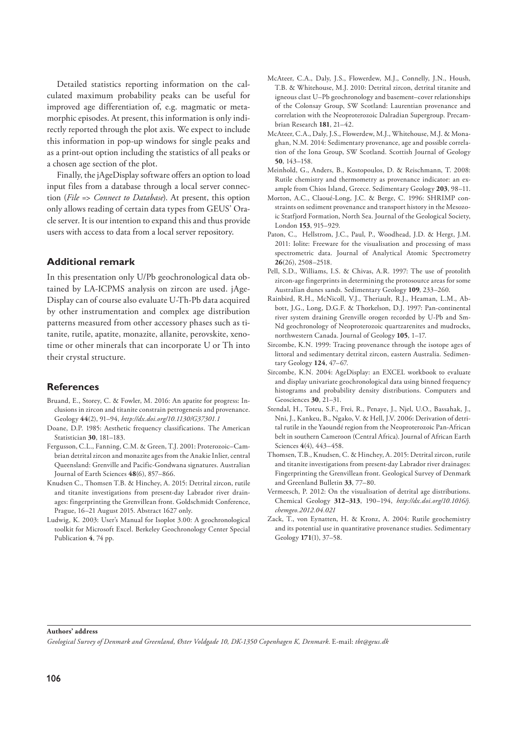Detailed statistics reporting information on the calculated maximum probability peaks can be useful for improved age differentiation of, e.g. magmatic or metamorphic episodes. At present, this information is only indirectly reported through the plot axis. We expect to include this information in pop-up windows for single peaks and as a print-out option including the statistics of all peaks or a chosen age section of the plot.

Finally, the jAgeDisplay software offers an option to load input files from a database through a local server connection (*File => Connect to Database*). At present, this option only allows reading of certain data types from GEUS' Oracle server. It is our intention to expand this and thus provide users with access to data from a local server repository.

## Additional remark

In this presentation only U/Pb geochronological data obtained by LA-ICPMS analysis on zircon are used. jAgeDisplay can of course also evaluate U-Th-Pb data acquired by other instrumentation and complex age distribution patterns measured from other accessory phases such as titanite, rutile, apatite, monazite, allanite, perovskite, xenotime or other minerals that can incorporate U or Th into their crystal structure.

## References

Bruand, E., Storey, C. & Fowler, M. 2016: An apatite for progress: Inclusions in zircon and titanite constrain petrogenesis and provenance. Geology **44**(2), 91–94, *http://dx.doi.org/10.1130/G37301.1*

Doane, D.P. 1985: Aesthetic frequency classifications. The American Statistician **30**, 181–183.

Fergusson, C.L., Fanning, C.M. & Green, T.J. 2001: Proterozoic–Cambrian detrital zircon and monazite ages from the Anakie Inlier, central Queensland: Grenville and Pacific-Gondwana signatures. Australian Journal of Earth Sciences **48**(6), 857–866.

Knudsen C., Thomsen T.B. & Hinchey, A. 2015: Detrital zircon, rutile and titanite investigations from present-day Labrador river drainages: fingerprinting the Grenvillean front. Goldschmidt Conference, Prague, 16–21 August 2015. Abstract 1627 only.

Ludwig, K. 2003: User's Manual for Isoplot 3.00: A geochronological toolkit for Microsoft Excel. Berkeley Geochronology Center Special Publication **4**, 74 pp.

McAteer, C.A., Daly, J.S., Flowerdew, M.J., Connelly, J.N., Housh, T.B. & Whitehouse, M.J. 2010: Detrital zircon, detrital titanite and igneous clast U–Pb geochronology and basement–cover relationships of the Colonsay Group, SW Scotland: Laurentian provenance and correlation with the Neoproterozoic Dalradian Supergroup. Precambrian Research **181**, 21–42.

McAteer, C.A., Daly, J.S., Flowerdew, M.J., Whitehouse, M.J. & Monaghan, N.M. 2014: Sedimentary provenance, age and possible correlation of the Iona Group, SW Scotland. Scottish Journal of Geology **50**, 143–158.

Meinhold, G., Anders, B., Kostopoulos, D. & Reischmann, T. 2008: Rutile chemistry and thermometry as provenance indicator: an example from Chios Island, Greece. Sedimentary Geology **203**, 98–11.

Morton, A.C., Claoué-Long, J.C. & Berge, C. 1996: SHRIMP constraints on sediment provenance and transport history in the Mesozoic Statfjord Formation, North Sea. Journal of the Geological Society, London **153**, 915–929.

Paton, C., Hellstrom, J.C., Paul, P., Woodhead, J.D. & Hergt, J.M. 2011: Iolite: Freeware for the visualisation and processing of mass spectrometric data. Journal of Analytical Atomic Spectrometry **26**(26), 2508–2518.

Pell, S.D., Williams, I.S. & Chivas, A.R. 1997: The use of protolith zircon-age fingerprints in determining the protosource areas for some Australian dunes sands. Sedimentary Geology **109**, 233–260.

Rainbird, R.H., McNicoll, V.J., Theriault, R.J., Heaman, L.M., Abbott, J.G., Long, D.G.F. & Thorkelson, D.J. 1997: Pan-continental river system draining Grenville orogen recorded by U-Pb and Sm-Nd geochronology of Neoproterozoic quartzarenites and mudrocks, northwestern Canada. Journal of Geology **105**, 1–17.

Sircombe, K.N. 1999: Tracing provenance through the isotope ages of littoral and sedimentary detrital zircon, eastern Australia. Sedimentary Geology **124**, 47–67.

Sircombe, K.N. 2004: AgeDisplay: an EXCEL workbook to evaluate and display univariate geochronological data using binned frequency histograms and probability density distributions. Computers and Geosciences **30**, 21–31.

Stendal, H., Toteu, S.F., Frei, R., Penaye, J., Njel, U.O., Bassahak, J., Nni, J., Kankeu, B., Ngako, V. & Hell, J.V. 2006: Derivation of detrital rutile in the Yaoundé region from the Neoproterozoic Pan-African belt in southern Cameroon (Central Africa). Journal of African Earth Sciences **4**(4), 443–458.

Thomsen, T.B., Knudsen, C. & Hinchey, A. 2015: Detrital zircon, rutile and titanite investigations from present-day Labrador river drainages: Fingerprinting the Grenvillean front. Geological Survey of Denmark and Greenland Bulletin **33**, 77–80.

Vermeesch, P. 2012: On the visualisation of detrital age distributions. Chemical Geology **312–313**, 190–194, *http://dx.doi.org/10.1016/j.chemgeo.2012.04.021*

Zack, T., von Eynatten, H. & Kronz, A. 2004: Rutile geochemistry and its potential use in quantitative provenance studies. Sedimentary Geology **171**(1), 37–58.

**Authors' address**

*Geological Survey of Denmark and Greenland, Øster Voldgade 10, DK-1350 Copenhagen K, Denmark.* E-mail: *tbt@geus.dk*